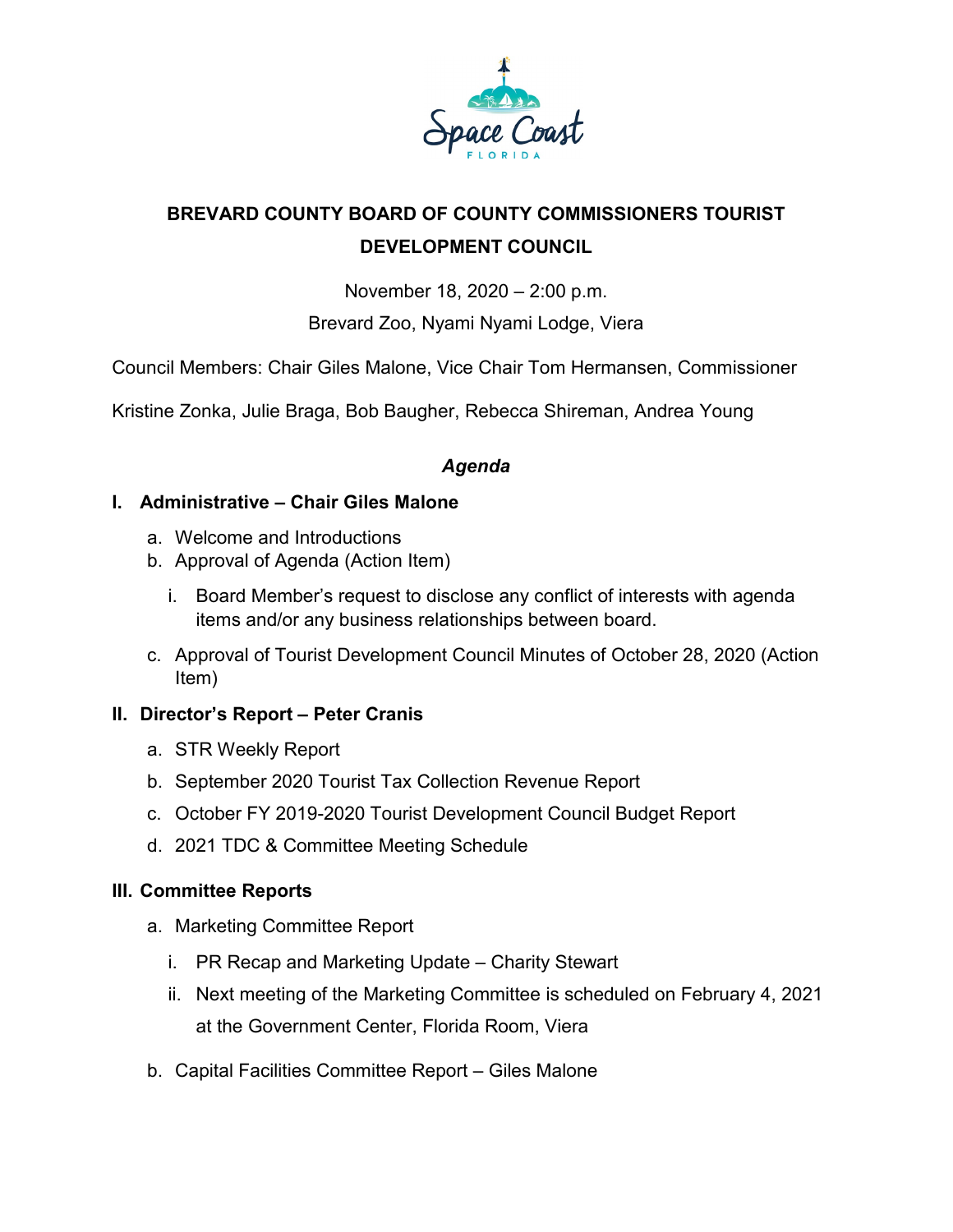# BREVARD COUNTY BOARD OF COUNTY COMMISSIONERS TOURIST DEVELOPMENT COUNCIL

November 18, 2020 – 2:00 p.m.

Brevard Zoo, Nyami Nyami Lodge, Viera

Council Members: Chair Giles Malone, Vice Chair Tom Hermansen, Commissioner Kristine Zonka, Julie Braga, Bob Baugher, Rebecca Shireman, Andrea Young

***Agenda***

## I. Administrative – Chair Giles Malone

a. Welcome and Introductions

b. Approval of Agenda (Action Item)

   i. Board Member's request to disclose any conflict of interests with agenda items and/or any business relationships between board.

c. Approval of Tourist Development Council Minutes of October 28, 2020 (Action Item)

## II. Director's Report – Peter Cranis

a. STR Weekly Report

b. September 2020 Tourist Tax Collection Revenue Report

c. October FY 2019-2020 Tourist Development Council Budget Report

d. 2021 TDC & Committee Meeting Schedule

## III. Committee Reports

a. Marketing Committee Report

   i. PR Recap and Marketing Update – Charity Stewart

   ii. Next meeting of the Marketing Committee is scheduled on February 4, 2021 at the Government Center, Florida Room, Viera

b. Capital Facilities Committee Report – Giles Malone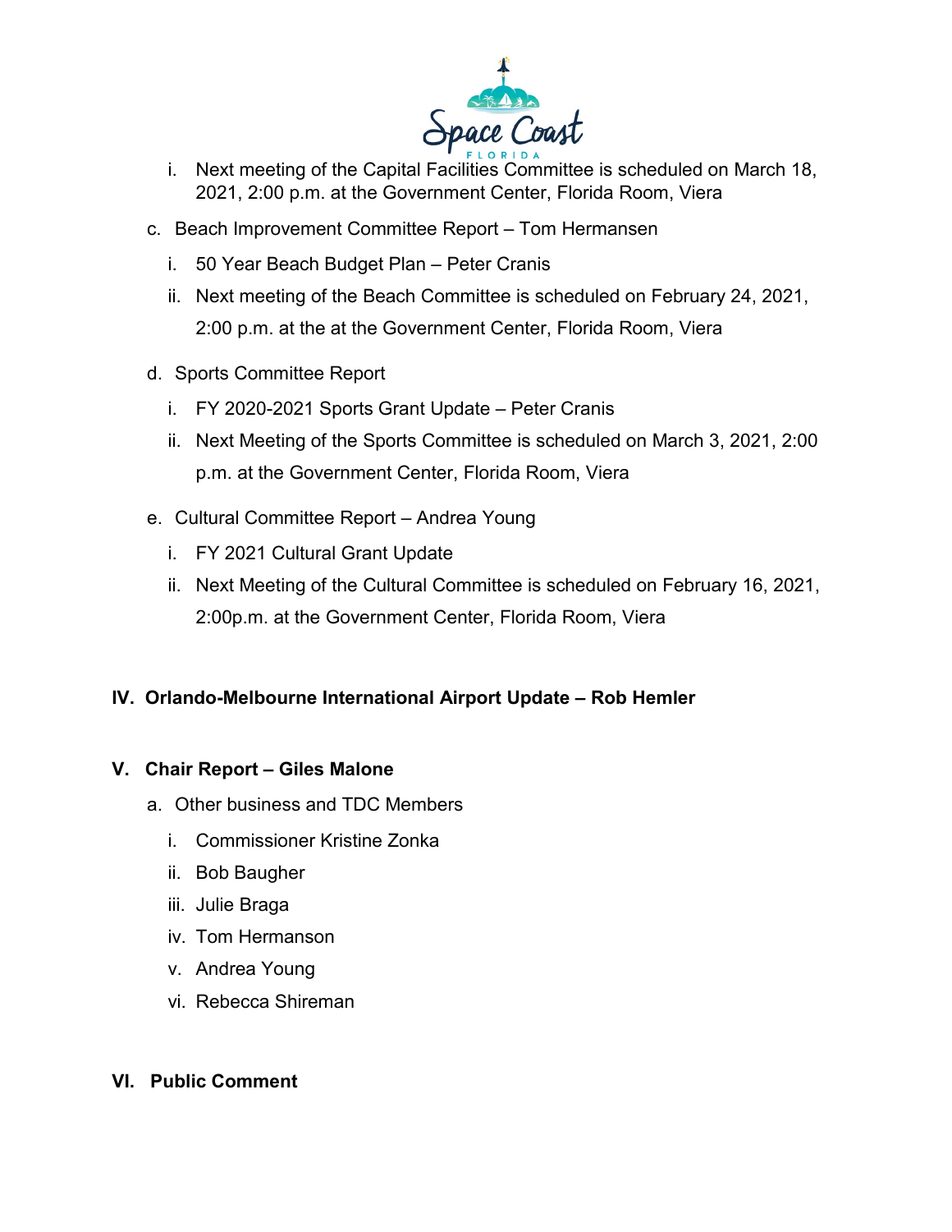i. Next meeting of the Capital Facilities Committee is scheduled on March 18, 2021, 2:00 p.m. at the Government Center, Florida Room, Viera

c. Beach Improvement Committee Report – Tom Hermansen

   i. 50 Year Beach Budget Plan – Peter Cranis

   ii. Next meeting of the Beach Committee is scheduled on February 24, 2021, 2:00 p.m. at the at the Government Center, Florida Room, Viera

d. Sports Committee Report

   i. FY 2020-2021 Sports Grant Update – Peter Cranis

   ii. Next Meeting of the Sports Committee is scheduled on March 3, 2021, 2:00 p.m. at the Government Center, Florida Room, Viera

e. Cultural Committee Report – Andrea Young

   i. FY 2021 Cultural Grant Update

   ii. Next Meeting of the Cultural Committee is scheduled on February 16, 2021, 2:00p.m. at the Government Center, Florida Room, Viera

## IV. Orlando-Melbourne International Airport Update – Rob Hemler

## V. Chair Report – Giles Malone

a. Other business and TDC Members

   i. Commissioner Kristine Zonka

   ii. Bob Baugher

   iii. Julie Braga

   iv. Tom Hermanson

   v. Andrea Young

   vi. Rebecca Shireman

## VI. Public Comment